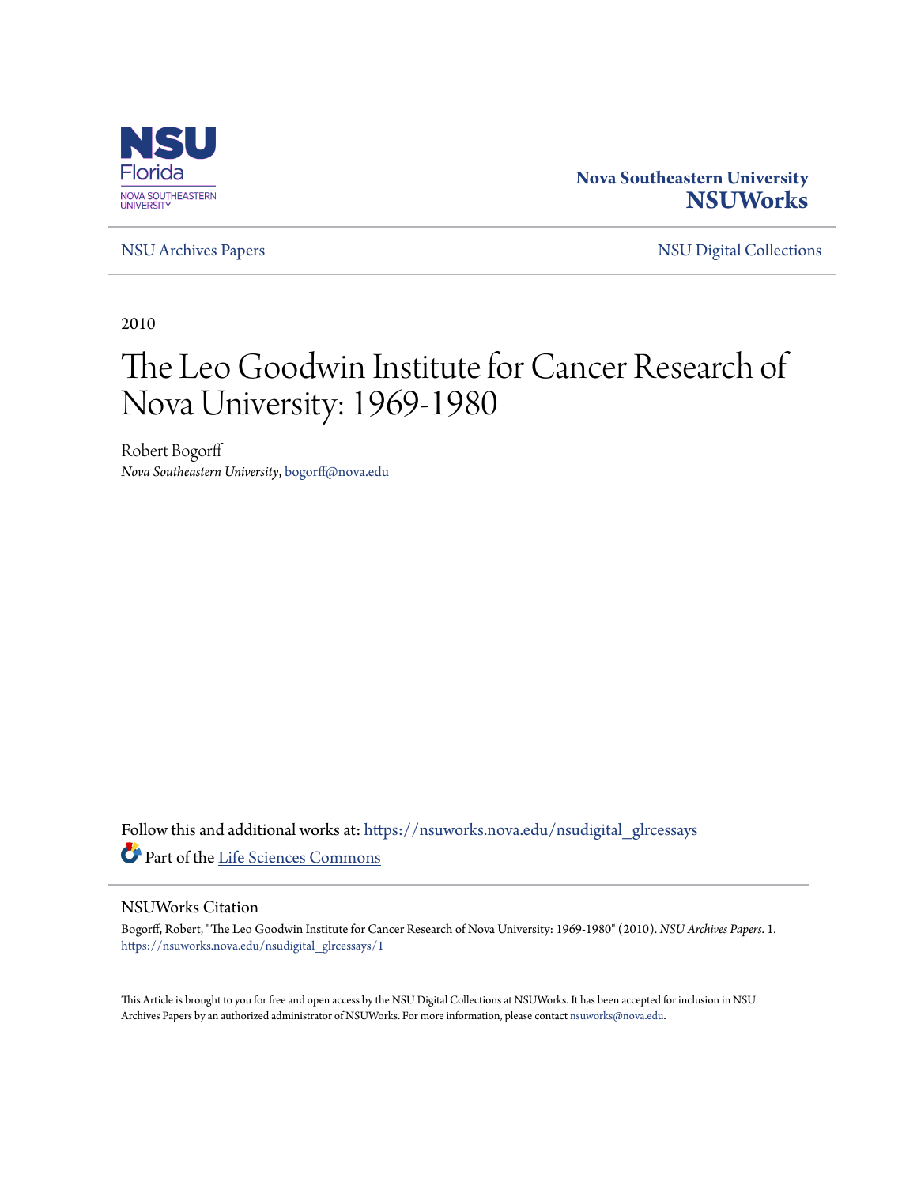NSU Florida
NOVA SOUTHEASTERN UNIVERSITY

**Nova Southeastern University**
**NSUWorks**

NSU Archives Papers | NSU Digital Collections

2010

# The Leo Goodwin Institute for Cancer Research of Nova University: 1969-1980

Robert Bogorff
*Nova Southeastern University*, bogorff@nova.edu

Follow this and additional works at: https://nsuworks.nova.edu/nsudigital_glrcessays

Part of the Life Sciences Commons

## NSUWorks Citation

Bogorff, Robert, "The Leo Goodwin Institute for Cancer Research of Nova University: 1969-1980" (2010). *NSU Archives Papers*. 1. https://nsuworks.nova.edu/nsudigital_glrcessays/1

This Article is brought to you for free and open access by the NSU Digital Collections at NSUWorks. It has been accepted for inclusion in NSU Archives Papers by an authorized administrator of NSUWorks. For more information, please contact nsuworks@nova.edu.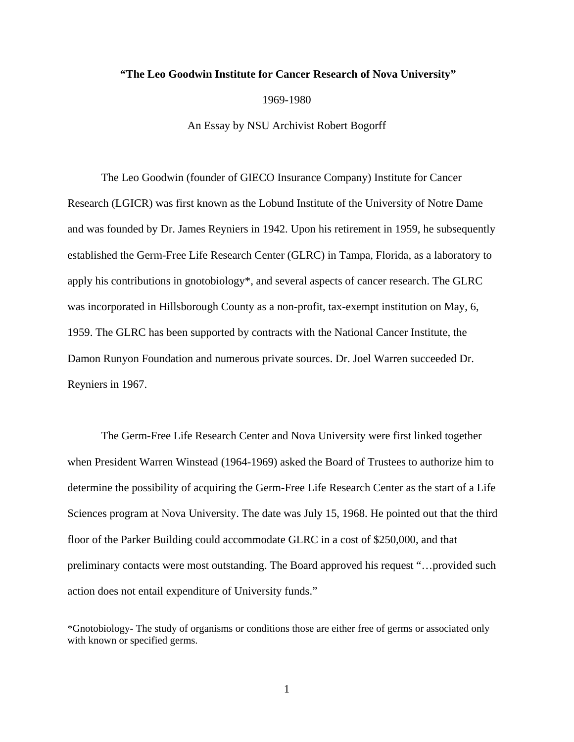**"The Leo Goodwin Institute for Cancer Research of Nova University"**

1969-1980

An Essay by NSU Archivist Robert Bogorff

The Leo Goodwin (founder of GIECO Insurance Company) Institute for Cancer Research (LGICR) was first known as the Lobund Institute of the University of Notre Dame and was founded by Dr. James Reyniers in 1942. Upon his retirement in 1959, he subsequently established the Germ-Free Life Research Center (GLRC) in Tampa, Florida, as a laboratory to apply his contributions in gnotobiology*, and several aspects of cancer research. The GLRC was incorporated in Hillsborough County as a non-profit, tax-exempt institution on May, 6, 1959. The GLRC has been supported by contracts with the National Cancer Institute, the Damon Runyon Foundation and numerous private sources. Dr. Joel Warren succeeded Dr. Reyniers in 1967.

The Germ-Free Life Research Center and Nova University were first linked together when President Warren Winstead (1964-1969) asked the Board of Trustees to authorize him to determine the possibility of acquiring the Germ-Free Life Research Center as the start of a Life Sciences program at Nova University. The date was July 15, 1968. He pointed out that the third floor of the Parker Building could accommodate GLRC in a cost of $250,000, and that preliminary contacts were most outstanding. The Board approved his request "…provided such action does not entail expenditure of University funds."

*Gnotobiology- The study of organisms or conditions those are either free of germs or associated only with known or specified germs.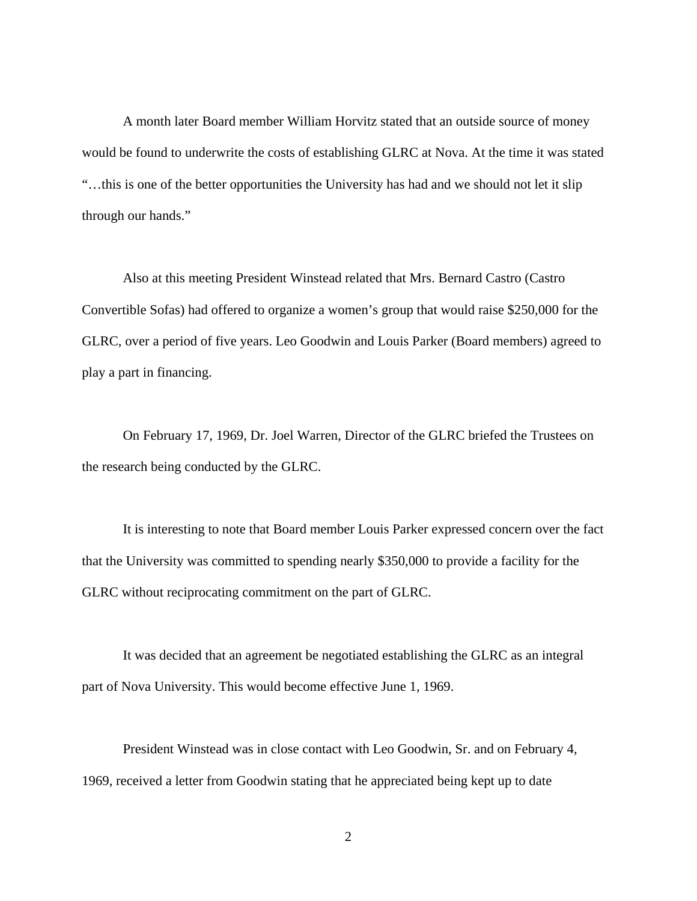A month later Board member William Horvitz stated that an outside source of money would be found to underwrite the costs of establishing GLRC at Nova. At the time it was stated "…this is one of the better opportunities the University has had and we should not let it slip through our hands."

Also at this meeting President Winstead related that Mrs. Bernard Castro (Castro Convertible Sofas) had offered to organize a women's group that would raise $250,000 for the GLRC, over a period of five years. Leo Goodwin and Louis Parker (Board members) agreed to play a part in financing.

On February 17, 1969, Dr. Joel Warren, Director of the GLRC briefed the Trustees on the research being conducted by the GLRC.

It is interesting to note that Board member Louis Parker expressed concern over the fact that the University was committed to spending nearly $350,000 to provide a facility for the GLRC without reciprocating commitment on the part of GLRC.

It was decided that an agreement be negotiated establishing the GLRC as an integral part of Nova University. This would become effective June 1, 1969.

President Winstead was in close contact with Leo Goodwin, Sr. and on February 4, 1969, received a letter from Goodwin stating that he appreciated being kept up to date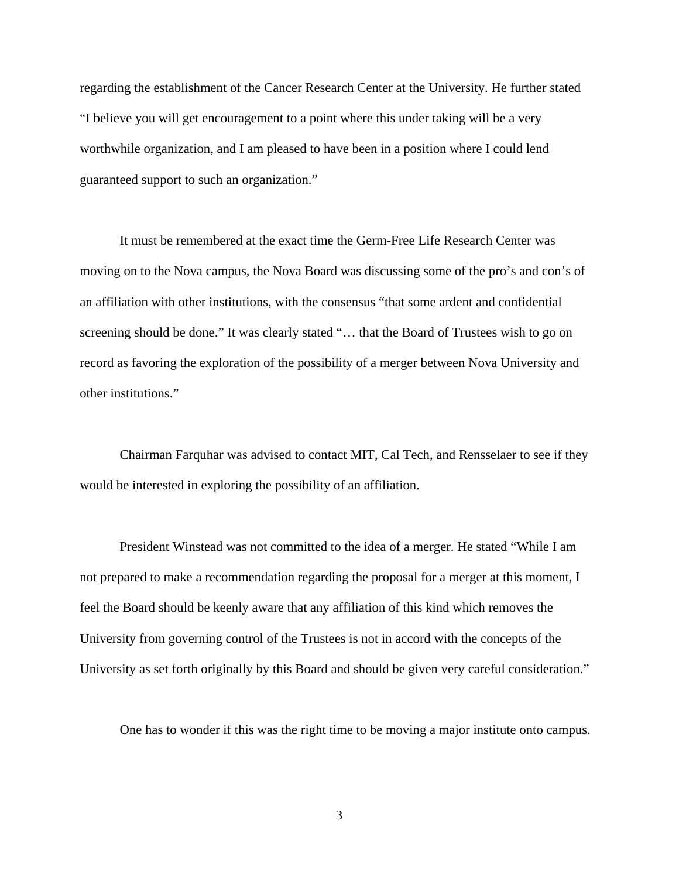regarding the establishment of the Cancer Research Center at the University. He further stated "I believe you will get encouragement to a point where this under taking will be a very worthwhile organization, and I am pleased to have been in a position where I could lend guaranteed support to such an organization."

It must be remembered at the exact time the Germ-Free Life Research Center was moving on to the Nova campus, the Nova Board was discussing some of the pro's and con's of an affiliation with other institutions, with the consensus "that some ardent and confidential screening should be done." It was clearly stated "… that the Board of Trustees wish to go on record as favoring the exploration of the possibility of a merger between Nova University and other institutions."

Chairman Farquhar was advised to contact MIT, Cal Tech, and Rensselaer to see if they would be interested in exploring the possibility of an affiliation.

President Winstead was not committed to the idea of a merger. He stated "While I am not prepared to make a recommendation regarding the proposal for a merger at this moment, I feel the Board should be keenly aware that any affiliation of this kind which removes the University from governing control of the Trustees is not in accord with the concepts of the University as set forth originally by this Board and should be given very careful consideration."

One has to wonder if this was the right time to be moving a major institute onto campus.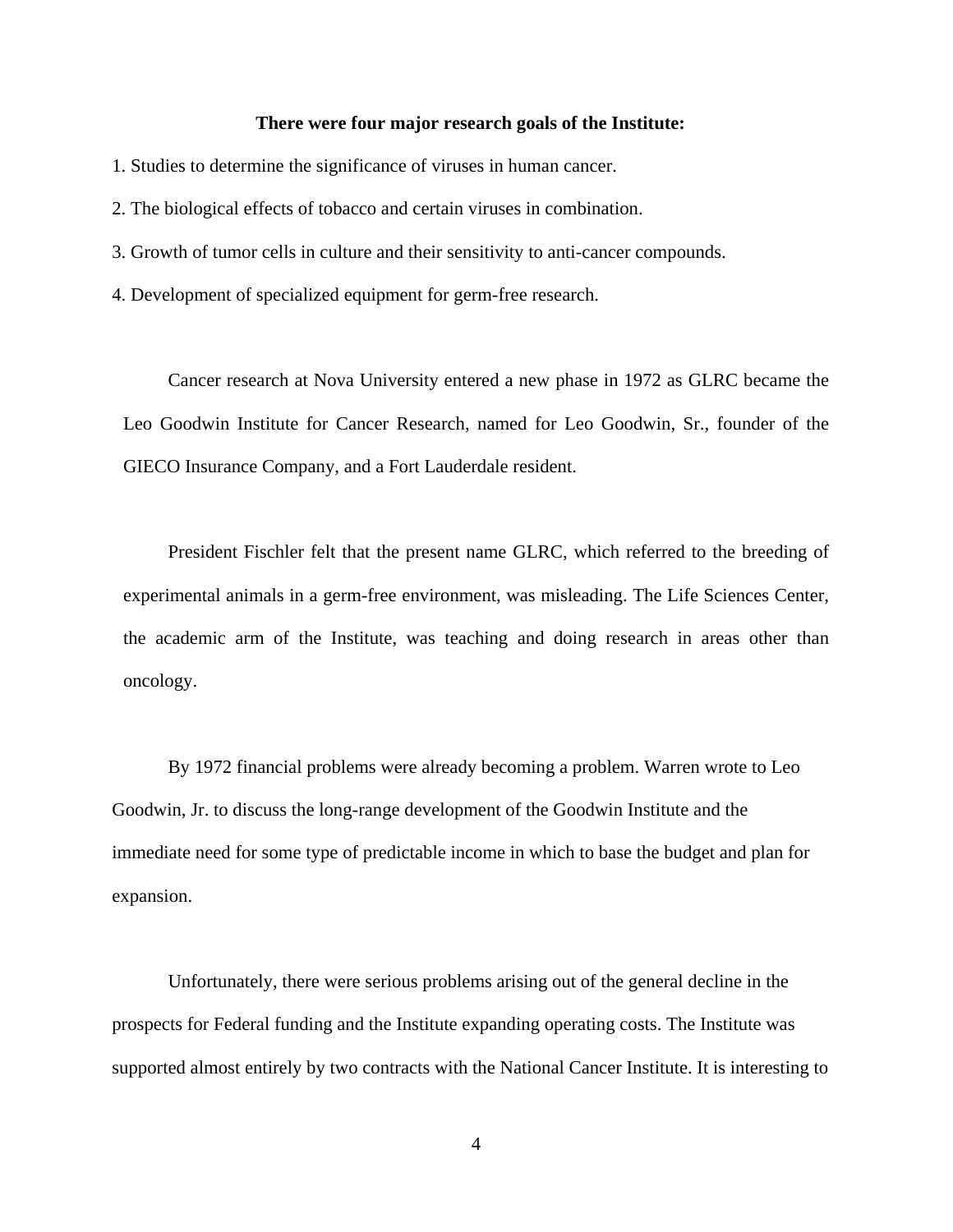**There were four major research goals of the Institute:**

1. Studies to determine the significance of viruses in human cancer.
2. The biological effects of tobacco and certain viruses in combination.
3. Growth of tumor cells in culture and their sensitivity to anti-cancer compounds.
4. Development of specialized equipment for germ-free research.

Cancer research at Nova University entered a new phase in 1972 as GLRC became the Leo Goodwin Institute for Cancer Research, named for Leo Goodwin, Sr., founder of the GIECO Insurance Company, and a Fort Lauderdale resident.

President Fischler felt that the present name GLRC, which referred to the breeding of experimental animals in a germ-free environment, was misleading. The Life Sciences Center, the academic arm of the Institute, was teaching and doing research in areas other than oncology.

By 1972 financial problems were already becoming a problem. Warren wrote to Leo Goodwin, Jr. to discuss the long-range development of the Goodwin Institute and the immediate need for some type of predictable income in which to base the budget and plan for expansion.

Unfortunately, there were serious problems arising out of the general decline in the prospects for Federal funding and the Institute expanding operating costs. The Institute was supported almost entirely by two contracts with the National Cancer Institute. It is interesting to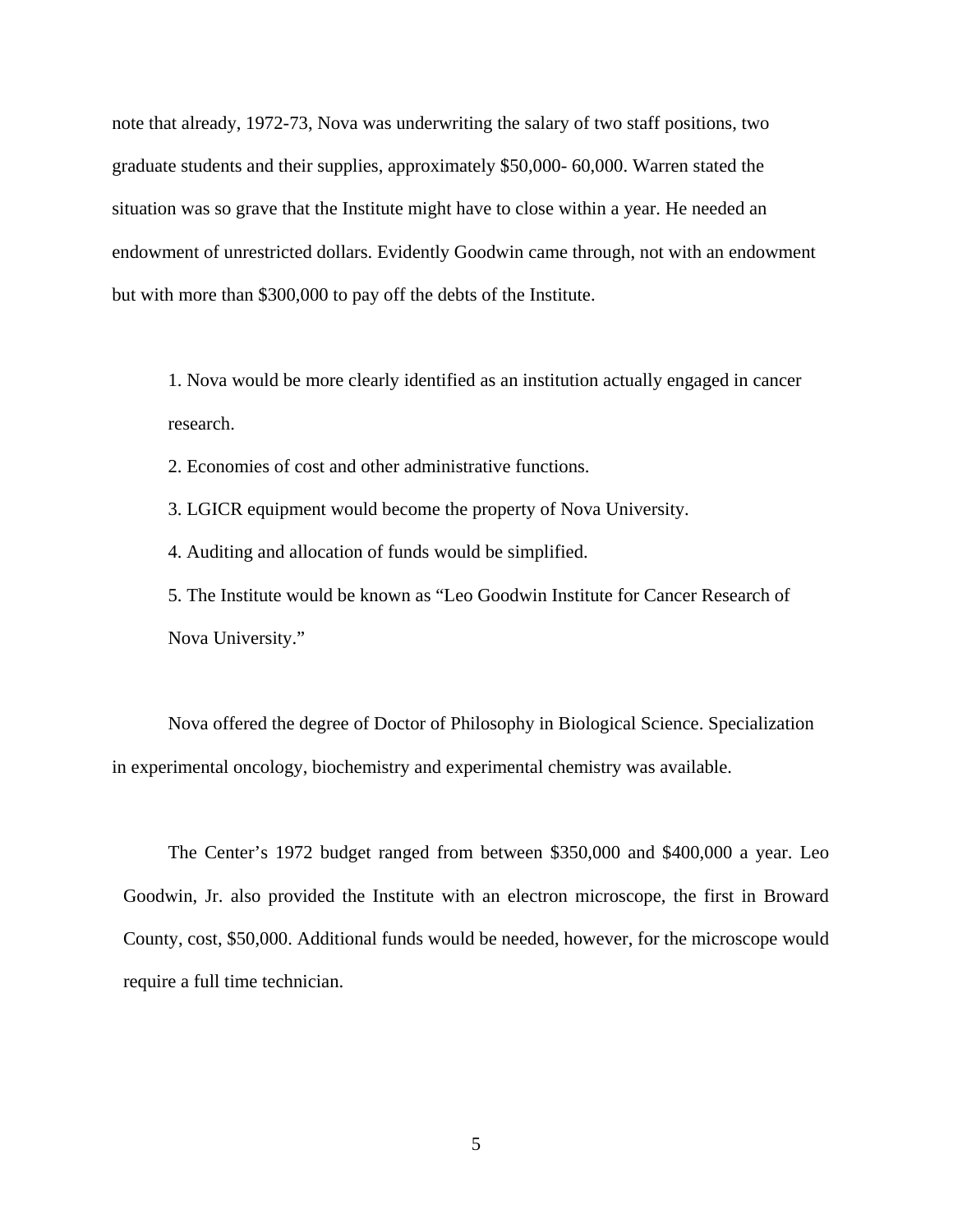note that already, 1972-73, Nova was underwriting the salary of two staff positions, two graduate students and their supplies, approximately $50,000- 60,000. Warren stated the situation was so grave that the Institute might have to close within a year. He needed an endowment of unrestricted dollars. Evidently Goodwin came through, not with an endowment but with more than $300,000 to pay off the debts of the Institute.

1. Nova would be more clearly identified as an institution actually engaged in cancer research.
2. Economies of cost and other administrative functions.
3. LGICR equipment would become the property of Nova University.
4. Auditing and allocation of funds would be simplified.
5. The Institute would be known as "Leo Goodwin Institute for Cancer Research of Nova University."

Nova offered the degree of Doctor of Philosophy in Biological Science. Specialization in experimental oncology, biochemistry and experimental chemistry was available.

The Center's 1972 budget ranged from between $350,000 and $400,000 a year. Leo Goodwin, Jr. also provided the Institute with an electron microscope, the first in Broward County, cost, $50,000. Additional funds would be needed, however, for the microscope would require a full time technician.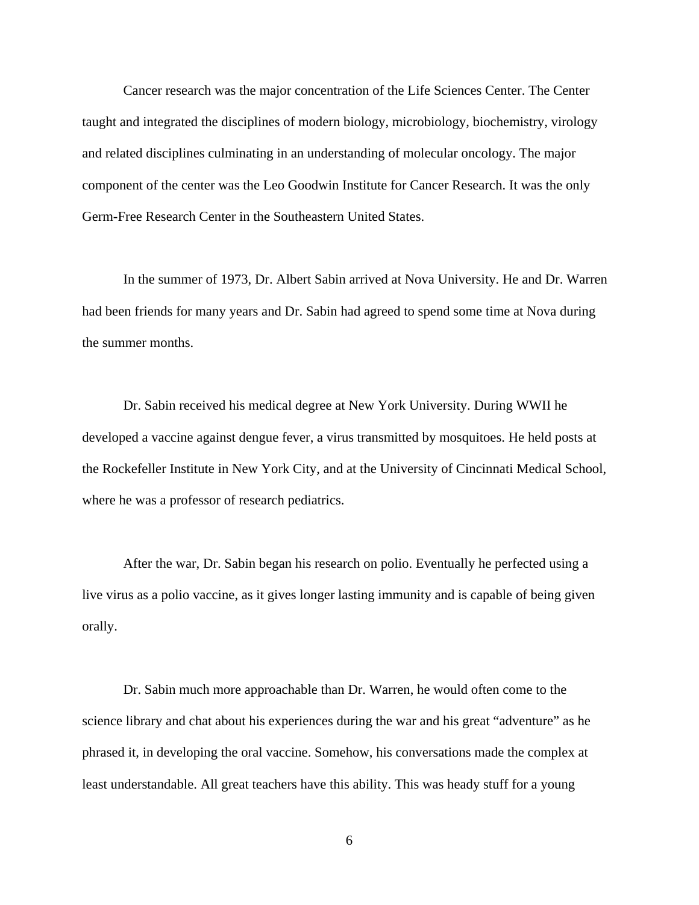Cancer research was the major concentration of the Life Sciences Center. The Center taught and integrated the disciplines of modern biology, microbiology, biochemistry, virology and related disciplines culminating in an understanding of molecular oncology. The major component of the center was the Leo Goodwin Institute for Cancer Research. It was the only Germ-Free Research Center in the Southeastern United States.

In the summer of 1973, Dr. Albert Sabin arrived at Nova University. He and Dr. Warren had been friends for many years and Dr. Sabin had agreed to spend some time at Nova during the summer months.

Dr. Sabin received his medical degree at New York University. During WWII he developed a vaccine against dengue fever, a virus transmitted by mosquitoes. He held posts at the Rockefeller Institute in New York City, and at the University of Cincinnati Medical School, where he was a professor of research pediatrics.

After the war, Dr. Sabin began his research on polio. Eventually he perfected using a live virus as a polio vaccine, as it gives longer lasting immunity and is capable of being given orally.

Dr. Sabin much more approachable than Dr. Warren, he would often come to the science library and chat about his experiences during the war and his great “adventure” as he phrased it, in developing the oral vaccine. Somehow, his conversations made the complex at least understandable. All great teachers have this ability. This was heady stuff for a young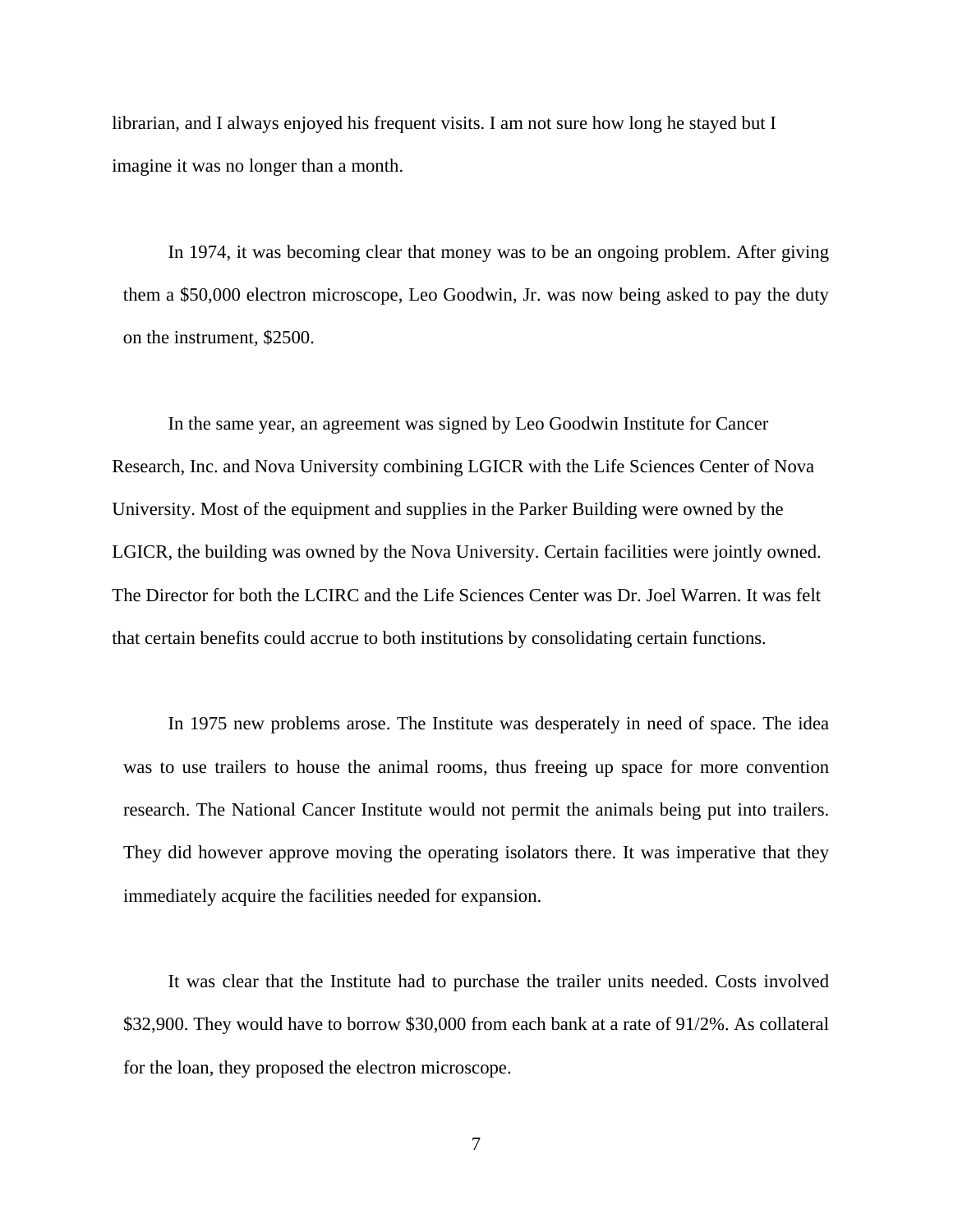librarian, and I always enjoyed his frequent visits. I am not sure how long he stayed but I imagine it was no longer than a month.

In 1974, it was becoming clear that money was to be an ongoing problem. After giving them a $50,000 electron microscope, Leo Goodwin, Jr. was now being asked to pay the duty on the instrument, $2500.

In the same year, an agreement was signed by Leo Goodwin Institute for Cancer Research, Inc. and Nova University combining LGICR with the Life Sciences Center of Nova University. Most of the equipment and supplies in the Parker Building were owned by the LGICR, the building was owned by the Nova University. Certain facilities were jointly owned. The Director for both the LCIRC and the Life Sciences Center was Dr. Joel Warren. It was felt that certain benefits could accrue to both institutions by consolidating certain functions.

In 1975 new problems arose. The Institute was desperately in need of space. The idea was to use trailers to house the animal rooms, thus freeing up space for more convention research. The National Cancer Institute would not permit the animals being put into trailers. They did however approve moving the operating isolators there. It was imperative that they immediately acquire the facilities needed for expansion.

It was clear that the Institute had to purchase the trailer units needed. Costs involved $32,900. They would have to borrow $30,000 from each bank at a rate of 91/2%. As collateral for the loan, they proposed the electron microscope.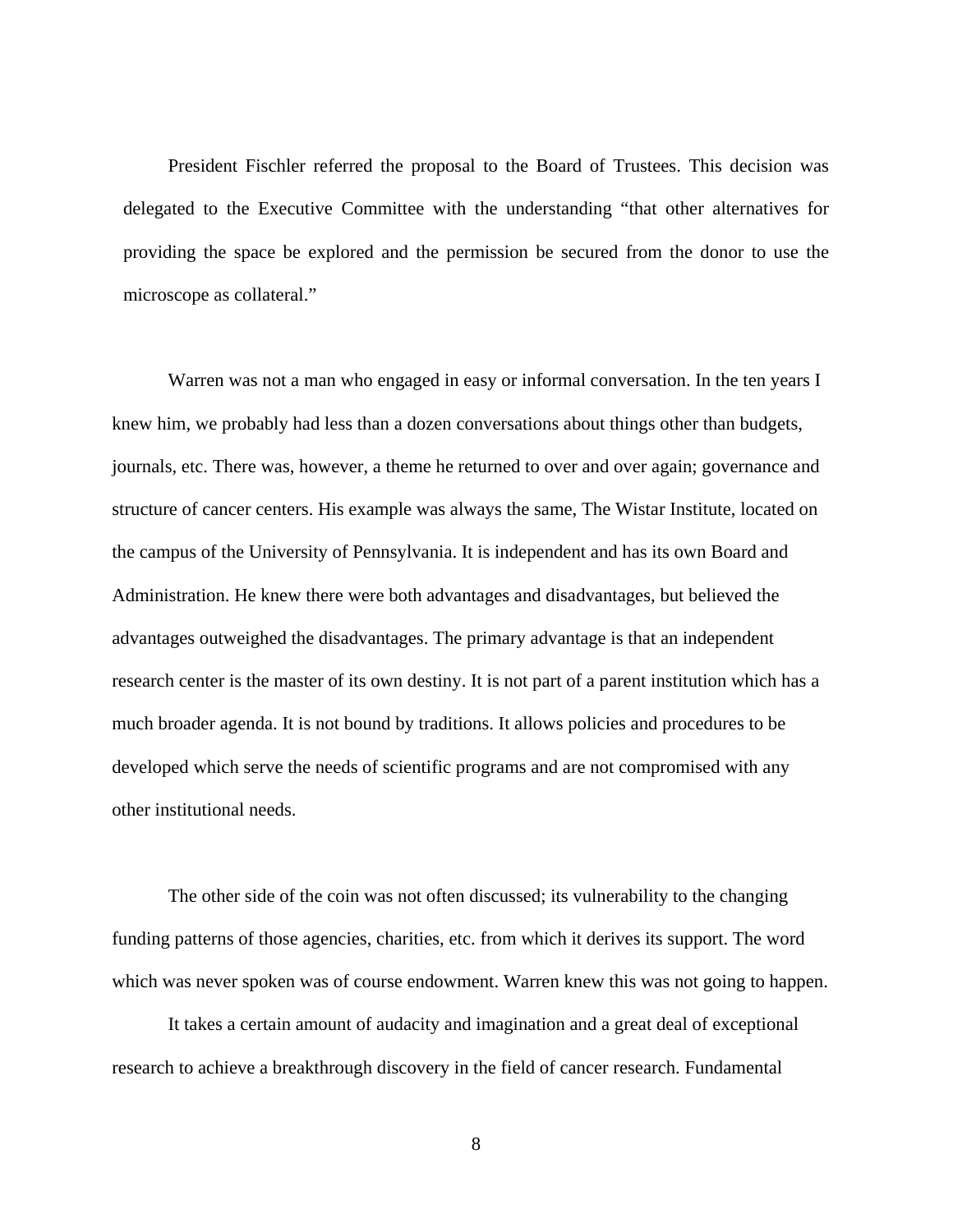President Fischler referred the proposal to the Board of Trustees. This decision was delegated to the Executive Committee with the understanding "that other alternatives for providing the space be explored and the permission be secured from the donor to use the microscope as collateral."

Warren was not a man who engaged in easy or informal conversation. In the ten years I knew him, we probably had less than a dozen conversations about things other than budgets, journals, etc. There was, however, a theme he returned to over and over again; governance and structure of cancer centers. His example was always the same, The Wistar Institute, located on the campus of the University of Pennsylvania. It is independent and has its own Board and Administration. He knew there were both advantages and disadvantages, but believed the advantages outweighed the disadvantages. The primary advantage is that an independent research center is the master of its own destiny. It is not part of a parent institution which has a much broader agenda. It is not bound by traditions. It allows policies and procedures to be developed which serve the needs of scientific programs and are not compromised with any other institutional needs.

The other side of the coin was not often discussed; its vulnerability to the changing funding patterns of those agencies, charities, etc. from which it derives its support. The word which was never spoken was of course endowment. Warren knew this was not going to happen.

It takes a certain amount of audacity and imagination and a great deal of exceptional research to achieve a breakthrough discovery in the field of cancer research. Fundamental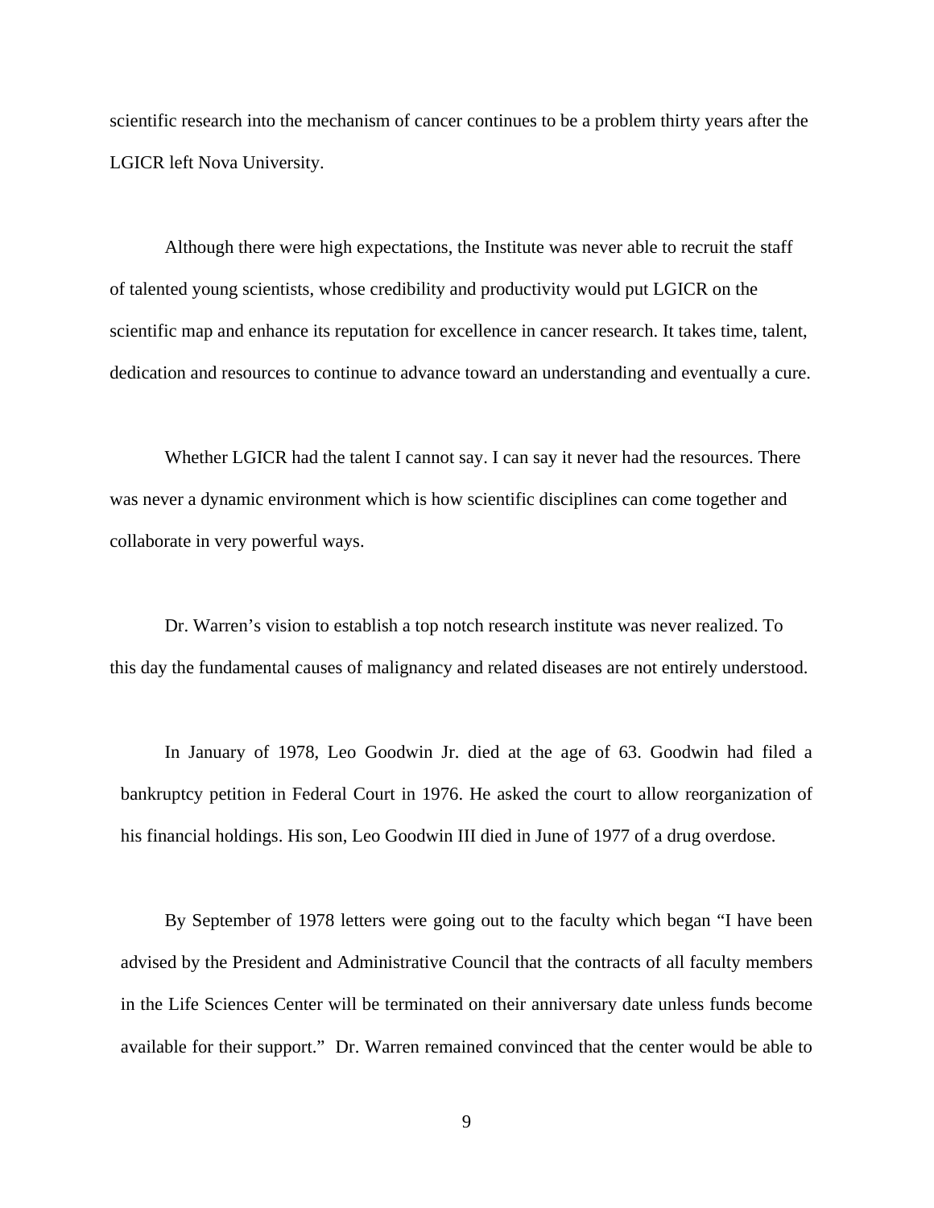scientific research into the mechanism of cancer continues to be a problem thirty years after the LGICR left Nova University.

Although there were high expectations, the Institute was never able to recruit the staff of talented young scientists, whose credibility and productivity would put LGICR on the scientific map and enhance its reputation for excellence in cancer research. It takes time, talent, dedication and resources to continue to advance toward an understanding and eventually a cure.

Whether LGICR had the talent I cannot say. I can say it never had the resources. There was never a dynamic environment which is how scientific disciplines can come together and collaborate in very powerful ways.

Dr. Warren's vision to establish a top notch research institute was never realized. To this day the fundamental causes of malignancy and related diseases are not entirely understood.

In January of 1978, Leo Goodwin Jr. died at the age of 63. Goodwin had filed a bankruptcy petition in Federal Court in 1976. He asked the court to allow reorganization of his financial holdings. His son, Leo Goodwin III died in June of 1977 of a drug overdose.

By September of 1978 letters were going out to the faculty which began "I have been advised by the President and Administrative Council that the contracts of all faculty members in the Life Sciences Center will be terminated on their anniversary date unless funds become available for their support." Dr. Warren remained convinced that the center would be able to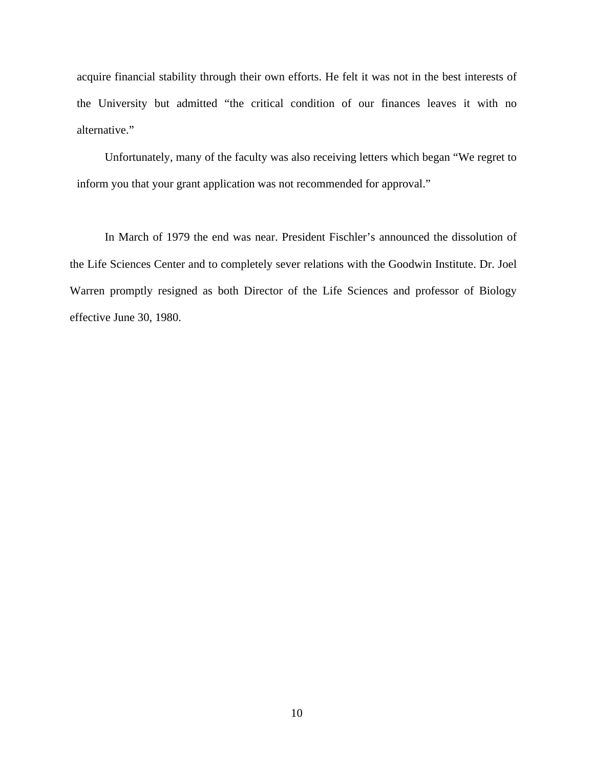acquire financial stability through their own efforts. He felt it was not in the best interests of the University but admitted "the critical condition of our finances leaves it with no alternative."

Unfortunately, many of the faculty was also receiving letters which began "We regret to inform you that your grant application was not recommended for approval."

In March of 1979 the end was near. President Fischler's announced the dissolution of the Life Sciences Center and to completely sever relations with the Goodwin Institute. Dr. Joel Warren promptly resigned as both Director of the Life Sciences and professor of Biology effective June 30, 1980.